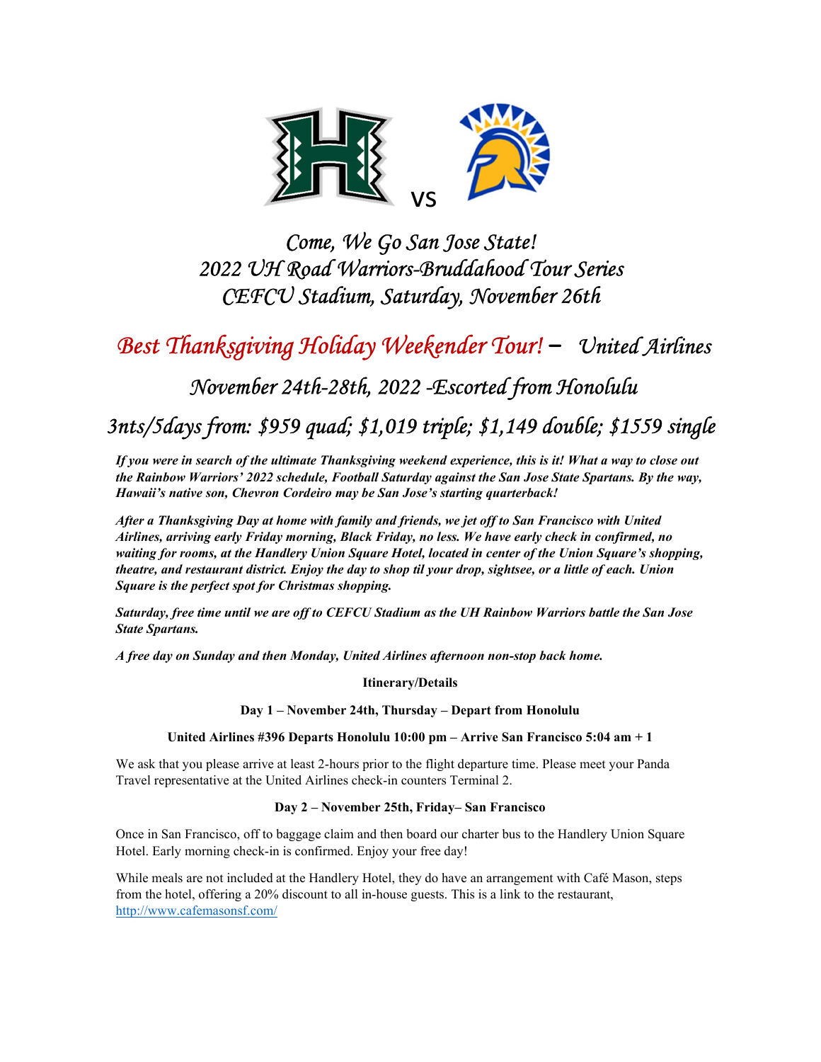vs

# Come, We Go San Jose State!
## 2022 UH Road Warriors-Bruddahood Tour Series
## CEFCU Stadium, Saturday, November 26th

## Best Thanksgiving Holiday Weekender Tour! – United Airlines

## November 24th-28th, 2022 -Escorted from Honolulu

## 3nts/5days from: $959 quad; $1,019 triple; $1,149 double; $1559 single

***If you were in search of the ultimate Thanksgiving weekend experience, this is it! What a way to close out the Rainbow Warriors' 2022 schedule, Football Saturday against the San Jose State Spartans. By the way, Hawaii's native son, Chevron Cordeiro may be San Jose's starting quarterback!***

***After a Thanksgiving Day at home with family and friends, we jet off to San Francisco with United Airlines, arriving early Friday morning, Black Friday, no less. We have early check in confirmed, no waiting for rooms, at the Handlery Union Square Hotel, located in center of the Union Square's shopping, theatre, and restaurant district. Enjoy the day to shop til your drop, sightsee, or a little of each. Union Square is the perfect spot for Christmas shopping.***

***Saturday, free time until we are off to CEFCU Stadium as the UH Rainbow Warriors battle the San Jose State Spartans.***

***A free day on Sunday and then Monday, United Airlines afternoon non-stop back home.***

**Itinerary/Details**

**Day 1 – November 24th, Thursday – Depart from Honolulu**

**United Airlines #396 Departs Honolulu 10:00 pm – Arrive San Francisco 5:04 am + 1**

We ask that you please arrive at least 2-hours prior to the flight departure time. Please meet your Panda Travel representative at the United Airlines check-in counters Terminal 2.

**Day 2 – November 25th, Friday– San Francisco**

Once in San Francisco, off to baggage claim and then board our charter bus to the Handlery Union Square Hotel. Early morning check-in is confirmed. Enjoy your free day!

While meals are not included at the Handlery Hotel, they do have an arrangement with Café Mason, steps from the hotel, offering a 20% discount to all in-house guests. This is a link to the restaurant, http://www.cafemasonsf.com/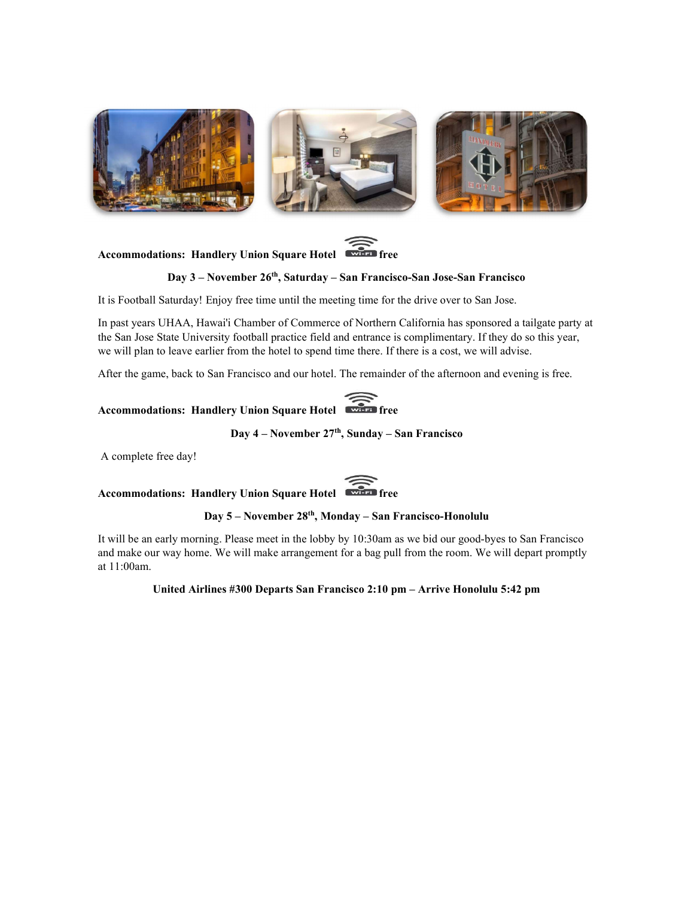**Accommodations: Handlery Union Square Hotel** free

**Day 3 – November 26th, Saturday – San Francisco-San Jose-San Francisco**

It is Football Saturday! Enjoy free time until the meeting time for the drive over to San Jose.

In past years UHAA, Hawai'i Chamber of Commerce of Northern California has sponsored a tailgate party at the San Jose State University football practice field and entrance is complimentary. If they do so this year, we will plan to leave earlier from the hotel to spend time there. If there is a cost, we will advise.

After the game, back to San Francisco and our hotel. The remainder of the afternoon and evening is free.

**Accommodations: Handlery Union Square Hotel** free

**Day 4 – November 27th, Sunday – San Francisco**

A complete free day!

**Accommodations: Handlery Union Square Hotel** free

**Day 5 – November 28th, Monday – San Francisco-Honolulu**

It will be an early morning. Please meet in the lobby by 10:30am as we bid our good-byes to San Francisco and make our way home. We will make arrangement for a bag pull from the room. We will depart promptly at 11:00am.

**United Airlines #300 Departs San Francisco 2:10 pm – Arrive Honolulu 5:42 pm**